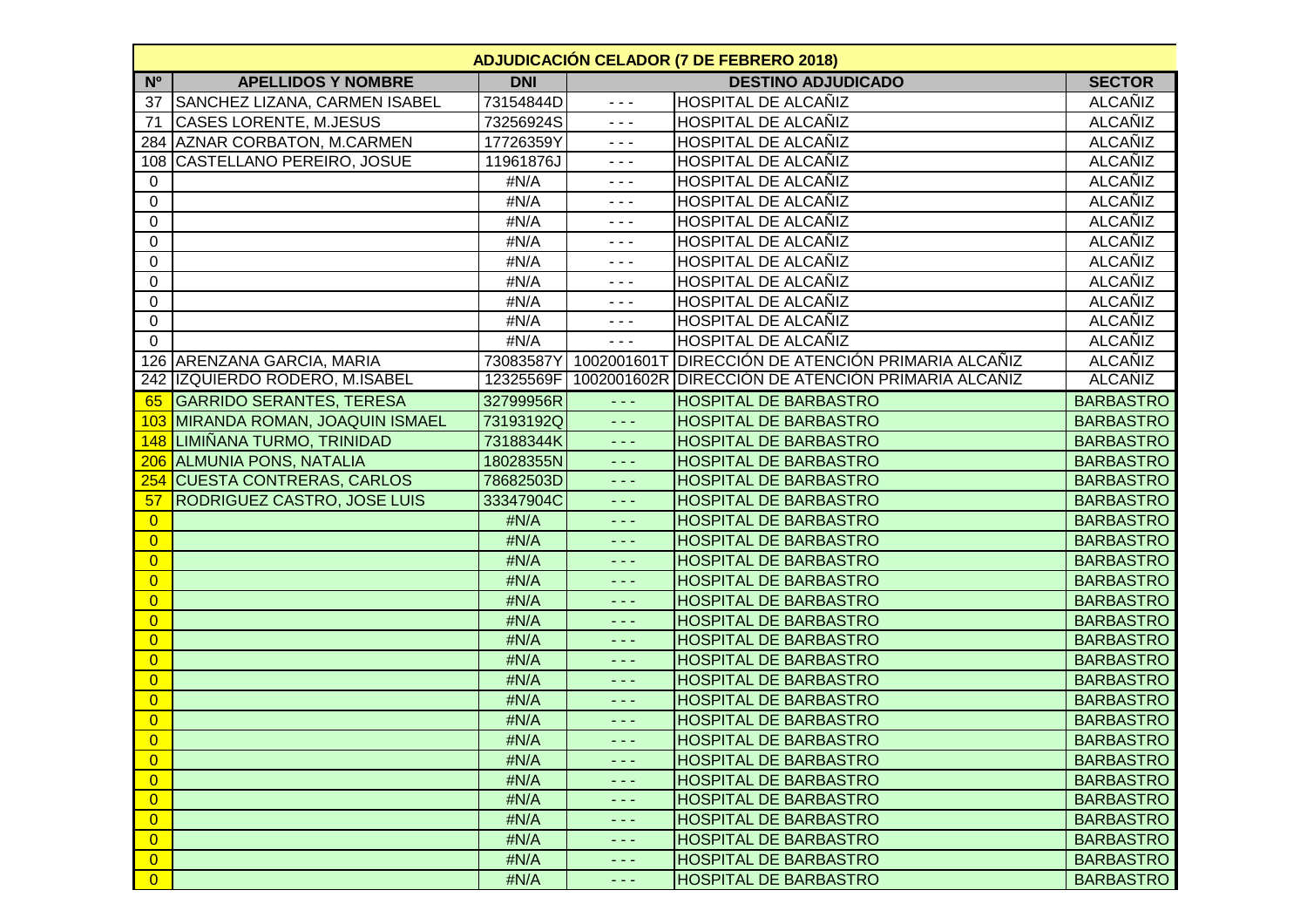| ADJUDICACIÓN CELADOR (7 DE FEBRERO 2018) | | | | | |
|---|---|---|---|---|---|
| Nº | APELLIDOS Y NOMBRE | DNI | DESTINO ADJUDICADO | | SECTOR |
| 37 | SANCHEZ LIZANA, CARMEN ISABEL | 73154844D | - - - | HOSPITAL DE ALCAÑIZ | ALCAÑIZ |
| 71 | CASES LORENTE, M.JESUS | 73256924S | - - - | HOSPITAL DE ALCAÑIZ | ALCAÑIZ |
| 284 | AZNAR CORBATON, M.CARMEN | 17726359Y | - - - | HOSPITAL DE ALCAÑIZ | ALCAÑIZ |
| 108 | CASTELLANO PEREIRO, JOSUE | 11961876J | - - - | HOSPITAL DE ALCAÑIZ | ALCAÑIZ |
| 0 | | #N/A | - - - | HOSPITAL DE ALCAÑIZ | ALCAÑIZ |
| 0 | | #N/A | - - - | HOSPITAL DE ALCAÑIZ | ALCAÑIZ |
| 0 | | #N/A | - - - | HOSPITAL DE ALCAÑIZ | ALCAÑIZ |
| 0 | | #N/A | - - - | HOSPITAL DE ALCAÑIZ | ALCAÑIZ |
| 0 | | #N/A | - - - | HOSPITAL DE ALCAÑIZ | ALCAÑIZ |
| 0 | | #N/A | - - - | HOSPITAL DE ALCAÑIZ | ALCAÑIZ |
| 0 | | #N/A | - - - | HOSPITAL DE ALCAÑIZ | ALCAÑIZ |
| 0 | | #N/A | - - - | HOSPITAL DE ALCAÑIZ | ALCAÑIZ |
| 0 | | #N/A | - - - | HOSPITAL DE ALCAÑIZ | ALCAÑIZ |
| 126 | ARENZANA GARCIA, MARIA | 73083587Y | 1002001601T | DIRECCIÓN DE ATENCIÓN PRIMARIA ALCAÑIZ | ALCAÑIZ |
| 242 | IZQUIERDO RODERO, M.ISABEL | 12325569F | 1002001602R | DIRECCIÓN DE ATENCIÓN PRIMARIA ALCAÑIZ | ALCAÑIZ |
| 65 | GARRIDO SERANTES, TERESA | 32799956R | - - - | HOSPITAL DE BARBASTRO | BARBASTRO |
| 103 | MIRANDA ROMAN, JOAQUIN ISMAEL | 73193192Q | - - - | HOSPITAL DE BARBASTRO | BARBASTRO |
| 148 | LIMIÑANA TURMO, TRINIDAD | 73188344K | - - - | HOSPITAL DE BARBASTRO | BARBASTRO |
| 206 | ALMUNIA PONS, NATALIA | 18028355N | - - - | HOSPITAL DE BARBASTRO | BARBASTRO |
| 254 | CUESTA CONTRERAS, CARLOS | 78682503D | - - - | HOSPITAL DE BARBASTRO | BARBASTRO |
| 57 | RODRIGUEZ CASTRO, JOSE LUIS | 33347904C | - - - | HOSPITAL DE BARBASTRO | BARBASTRO |
| 0 | | #N/A | - - - | HOSPITAL DE BARBASTRO | BARBASTRO |
| 0 | | #N/A | - - - | HOSPITAL DE BARBASTRO | BARBASTRO |
| 0 | | #N/A | - - - | HOSPITAL DE BARBASTRO | BARBASTRO |
| 0 | | #N/A | - - - | HOSPITAL DE BARBASTRO | BARBASTRO |
| 0 | | #N/A | - - - | HOSPITAL DE BARBASTRO | BARBASTRO |
| 0 | | #N/A | - - - | HOSPITAL DE BARBASTRO | BARBASTRO |
| 0 | | #N/A | - - - | HOSPITAL DE BARBASTRO | BARBASTRO |
| 0 | | #N/A | - - - | HOSPITAL DE BARBASTRO | BARBASTRO |
| 0 | | #N/A | - - - | HOSPITAL DE BARBASTRO | BARBASTRO |
| 0 | | #N/A | - - - | HOSPITAL DE BARBASTRO | BARBASTRO |
| 0 | | #N/A | - - - | HOSPITAL DE BARBASTRO | BARBASTRO |
| 0 | | #N/A | - - - | HOSPITAL DE BARBASTRO | BARBASTRO |
| 0 | | #N/A | - - - | HOSPITAL DE BARBASTRO | BARBASTRO |
| 0 | | #N/A | - - - | HOSPITAL DE BARBASTRO | BARBASTRO |
| 0 | | #N/A | - - - | HOSPITAL DE BARBASTRO | BARBASTRO |
| 0 | | #N/A | - - - | HOSPITAL DE BARBASTRO | BARBASTRO |
| 0 | | #N/A | - - - | HOSPITAL DE BARBASTRO | BARBASTRO |
| 0 | | #N/A | - - - | HOSPITAL DE BARBASTRO | BARBASTRO |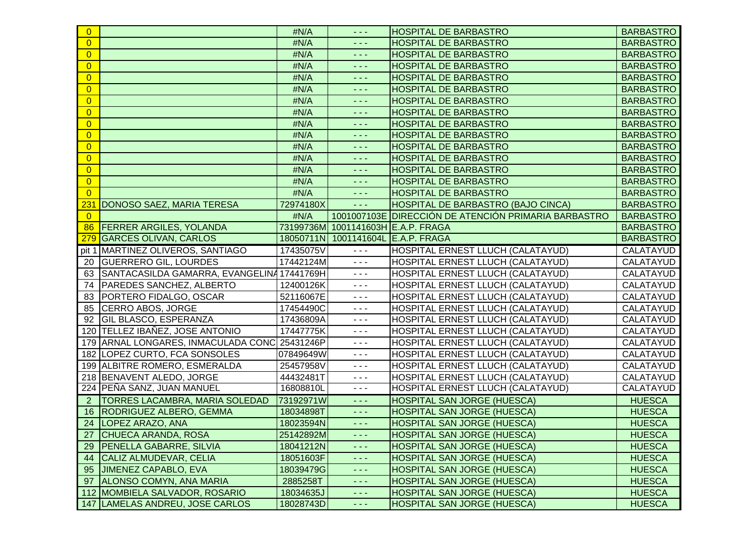| | | | | | |
|---|---|---|---|---|---|
| 0 | | #N/A | - - - | HOSPITAL DE BARBASTRO | BARBASTRO |
| 0 | | #N/A | - - - | HOSPITAL DE BARBASTRO | BARBASTRO |
| 0 | | #N/A | - - - | HOSPITAL DE BARBASTRO | BARBASTRO |
| 0 | | #N/A | - - - | HOSPITAL DE BARBASTRO | BARBASTRO |
| 0 | | #N/A | - - - | HOSPITAL DE BARBASTRO | BARBASTRO |
| 0 | | #N/A | - - - | HOSPITAL DE BARBASTRO | BARBASTRO |
| 0 | | #N/A | - - - | HOSPITAL DE BARBASTRO | BARBASTRO |
| 0 | | #N/A | - - - | HOSPITAL DE BARBASTRO | BARBASTRO |
| 0 | | #N/A | - - - | HOSPITAL DE BARBASTRO | BARBASTRO |
| 0 | | #N/A | - - - | HOSPITAL DE BARBASTRO | BARBASTRO |
| 0 | | #N/A | - - - | HOSPITAL DE BARBASTRO | BARBASTRO |
| 0 | | #N/A | - - - | HOSPITAL DE BARBASTRO | BARBASTRO |
| 0 | | #N/A | - - - | HOSPITAL DE BARBASTRO | BARBASTRO |
| 0 | | #N/A | - - - | HOSPITAL DE BARBASTRO | BARBASTRO |
| 0 | | #N/A | - - - | HOSPITAL DE BARBASTRO | BARBASTRO |
| 231 | DONOSO SAEZ, MARIA TERESA | 72974180X | - - - | HOSPITAL DE BARBASTRO (BAJO CINCA) | BARBASTRO |
| 0 | | #N/A | 1001007103E | DIRECCIÓN DE ATENCIÓN PRIMARIA BARBASTRO | BARBASTRO |
| 86 | FERRER ARGILES, YOLANDA | 73199736M | 1001141603H | E.A.P. FRAGA | BARBASTRO |
| 279 | GARCES OLIVAN, CARLOS | 18050711N | 1001141604L | E.A.P. FRAGA | BARBASTRO |
| pit 1 | MARTINEZ OLIVEROS, SANTIAGO | 17435075V | - - - | HOSPITAL ERNEST LLUCH (CALATAYUD) | CALATAYUD |
| 20 | GUERRERO GIL, LOURDES | 17442124M | - - - | HOSPITAL ERNEST LLUCH (CALATAYUD) | CALATAYUD |
| 63 | SANTACASILDA GAMARRA, EVANGELINA | 17441769H | - - - | HOSPITAL ERNEST LLUCH (CALATAYUD) | CALATAYUD |
| 74 | PAREDES SANCHEZ, ALBERTO | 12400126K | - - - | HOSPITAL ERNEST LLUCH (CALATAYUD) | CALATAYUD |
| 83 | PORTERO FIDALGO, OSCAR | 52116067E | - - - | HOSPITAL ERNEST LLUCH (CALATAYUD) | CALATAYUD |
| 85 | CERRO ABOS, JORGE | 17454490C | - - - | HOSPITAL ERNEST LLUCH (CALATAYUD) | CALATAYUD |
| 92 | GIL BLASCO, ESPERANZA | 17436809A | - - - | HOSPITAL ERNEST LLUCH (CALATAYUD) | CALATAYUD |
| 120 | TELLEZ IBAÑEZ, JOSE ANTONIO | 17447775K | - - - | HOSPITAL ERNEST LLUCH (CALATAYUD) | CALATAYUD |
| 179 | ARNAL LONGARES, INMACULADA CONC | 25431246P | - - - | HOSPITAL ERNEST LLUCH (CALATAYUD) | CALATAYUD |
| 182 | LOPEZ CURTO, FCA SONSOLES | 07849649W | - - - | HOSPITAL ERNEST LLUCH (CALATAYUD) | CALATAYUD |
| 199 | ALBITRE ROMERO, ESMERALDA | 25457958V | - - - | HOSPITAL ERNEST LLUCH (CALATAYUD) | CALATAYUD |
| 218 | BENAVENT ALEDO, JORGE | 44432481T | - - - | HOSPITAL ERNEST LLUCH (CALATAYUD) | CALATAYUD |
| 224 | PEÑA SANZ, JUAN MANUEL | 16808810L | - - - | HOSPITAL ERNEST LLUCH (CALATAYUD) | CALATAYUD |
| 2 | TORRES LACAMBRA, MARIA SOLEDAD | 73192971W | - - - | HOSPITAL SAN JORGE (HUESCA) | HUESCA |
| 16 | RODRIGUEZ ALBERO, GEMMA | 18034898T | - - - | HOSPITAL SAN JORGE (HUESCA) | HUESCA |
| 24 | LOPEZ ARAZO, ANA | 18023594N | - - - | HOSPITAL SAN JORGE (HUESCA) | HUESCA |
| 27 | CHUECA ARANDA, ROSA | 25142892M | - - - | HOSPITAL SAN JORGE (HUESCA) | HUESCA |
| 29 | PENELLA GABARRE, SILVIA | 18041212N | - - - | HOSPITAL SAN JORGE (HUESCA) | HUESCA |
| 44 | CALIZ ALMUDEVAR, CELIA | 18051603F | - - - | HOSPITAL SAN JORGE (HUESCA) | HUESCA |
| 95 | JIMENEZ CAPABLO, EVA | 18039479G | - - - | HOSPITAL SAN JORGE (HUESCA) | HUESCA |
| 97 | ALONSO COMYN, ANA MARIA | 2885258T | - - - | HOSPITAL SAN JORGE (HUESCA) | HUESCA |
| 112 | MOMBIELA SALVADOR, ROSARIO | 18034635J | - - - | HOSPITAL SAN JORGE (HUESCA) | HUESCA |
| 147 | LAMELAS ANDREU, JOSE CARLOS | 18028743D | - - - | HOSPITAL SAN JORGE (HUESCA) | HUESCA |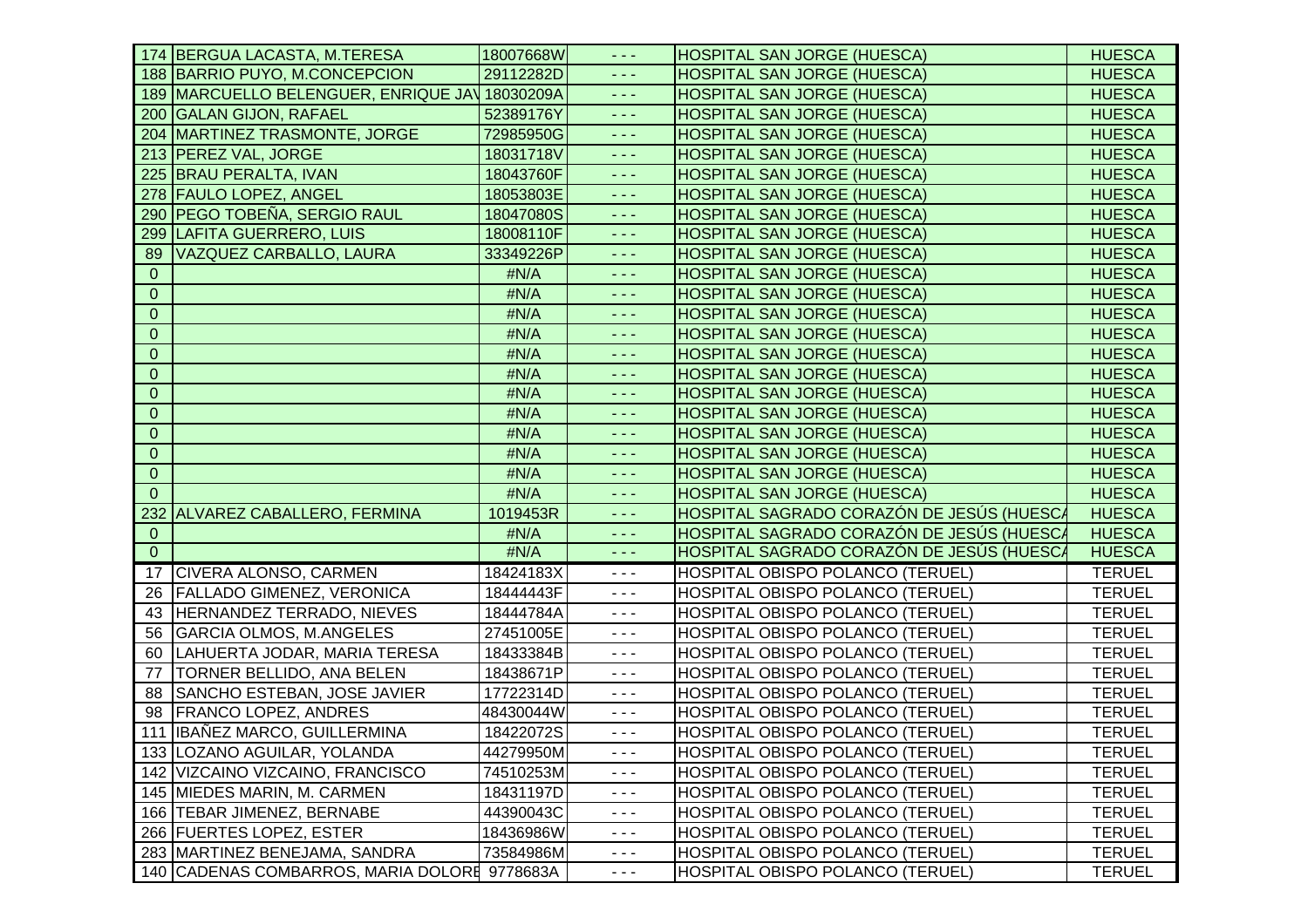| | | | | | |
|---|---|---|---|---|---|
| 174 | BERGUA LACASTA, M.TERESA | 18007668W | - - - | HOSPITAL SAN JORGE (HUESCA) | HUESCA |
| 188 | BARRIO PUYO, M.CONCEPCION | 29112282D | - - - | HOSPITAL SAN JORGE (HUESCA) | HUESCA |
| 189 | MARCUELLO BELENGUER, ENRIQUE JAV | 18030209A | - - - | HOSPITAL SAN JORGE (HUESCA) | HUESCA |
| 200 | GALAN GIJON, RAFAEL | 52389176Y | - - - | HOSPITAL SAN JORGE (HUESCA) | HUESCA |
| 204 | MARTINEZ TRASMONTE, JORGE | 72985950G | - - - | HOSPITAL SAN JORGE (HUESCA) | HUESCA |
| 213 | PEREZ VAL, JORGE | 18031718V | - - - | HOSPITAL SAN JORGE (HUESCA) | HUESCA |
| 225 | BRAU PERALTA, IVAN | 18043760F | - - - | HOSPITAL SAN JORGE (HUESCA) | HUESCA |
| 278 | FAULO LOPEZ, ANGEL | 18053803E | - - - | HOSPITAL SAN JORGE (HUESCA) | HUESCA |
| 290 | PEGO TOBEÑA, SERGIO RAUL | 18047080S | - - - | HOSPITAL SAN JORGE (HUESCA) | HUESCA |
| 299 | LAFITA GUERRERO, LUIS | 18008110F | - - - | HOSPITAL SAN JORGE (HUESCA) | HUESCA |
| 89 | VAZQUEZ CARBALLO, LAURA | 33349226P | - - - | HOSPITAL SAN JORGE (HUESCA) | HUESCA |
| 0 | | #N/A | - - - | HOSPITAL SAN JORGE (HUESCA) | HUESCA |
| 0 | | #N/A | - - - | HOSPITAL SAN JORGE (HUESCA) | HUESCA |
| 0 | | #N/A | - - - | HOSPITAL SAN JORGE (HUESCA) | HUESCA |
| 0 | | #N/A | - - - | HOSPITAL SAN JORGE (HUESCA) | HUESCA |
| 0 | | #N/A | - - - | HOSPITAL SAN JORGE (HUESCA) | HUESCA |
| 0 | | #N/A | - - - | HOSPITAL SAN JORGE (HUESCA) | HUESCA |
| 0 | | #N/A | - - - | HOSPITAL SAN JORGE (HUESCA) | HUESCA |
| 0 | | #N/A | - - - | HOSPITAL SAN JORGE (HUESCA) | HUESCA |
| 0 | | #N/A | - - - | HOSPITAL SAN JORGE (HUESCA) | HUESCA |
| 0 | | #N/A | - - - | HOSPITAL SAN JORGE (HUESCA) | HUESCA |
| 0 | | #N/A | - - - | HOSPITAL SAN JORGE (HUESCA) | HUESCA |
| 0 | | #N/A | - - - | HOSPITAL SAN JORGE (HUESCA) | HUESCA |
| 232 | ALVAREZ CABALLERO, FERMINA | 1019453R | - - - | HOSPITAL SAGRADO CORAZÓN DE JESÚS (HUESCA | HUESCA |
| 0 | | #N/A | - - - | HOSPITAL SAGRADO CORAZÓN DE JESÚS (HUESCA | HUESCA |
| 0 | | #N/A | - - - | HOSPITAL SAGRADO CORAZÓN DE JESÚS (HUESCA | HUESCA |
| 17 | CIVERA ALONSO, CARMEN | 18424183X | - - - | HOSPITAL OBISPO POLANCO (TERUEL) | TERUEL |
| 26 | FALLADO GIMENEZ, VERONICA | 18444443F | - - - | HOSPITAL OBISPO POLANCO (TERUEL) | TERUEL |
| 43 | HERNANDEZ TERRADO, NIEVES | 18444784A | - - - | HOSPITAL OBISPO POLANCO (TERUEL) | TERUEL |
| 56 | GARCIA OLMOS, M.ANGELES | 27451005E | - - - | HOSPITAL OBISPO POLANCO (TERUEL) | TERUEL |
| 60 | LAHUERTA JODAR, MARIA TERESA | 18433384B | - - - | HOSPITAL OBISPO POLANCO (TERUEL) | TERUEL |
| 77 | TORNER BELLIDO, ANA BELEN | 18438671P | - - - | HOSPITAL OBISPO POLANCO (TERUEL) | TERUEL |
| 88 | SANCHO ESTEBAN, JOSE JAVIER | 17722314D | - - - | HOSPITAL OBISPO POLANCO (TERUEL) | TERUEL |
| 98 | FRANCO LOPEZ, ANDRES | 48430044W | - - - | HOSPITAL OBISPO POLANCO (TERUEL) | TERUEL |
| 111 | IBAÑEZ MARCO, GUILLERMINA | 18422072S | - - - | HOSPITAL OBISPO POLANCO (TERUEL) | TERUEL |
| 133 | LOZANO AGUILAR, YOLANDA | 44279950M | - - - | HOSPITAL OBISPO POLANCO (TERUEL) | TERUEL |
| 142 | VIZCAINO VIZCAINO, FRANCISCO | 74510253M | - - - | HOSPITAL OBISPO POLANCO (TERUEL) | TERUEL |
| 145 | MIEDES MARIN, M. CARMEN | 18431197D | - - - | HOSPITAL OBISPO POLANCO (TERUEL) | TERUEL |
| 166 | TEBAR JIMENEZ, BERNABE | 44390043C | - - - | HOSPITAL OBISPO POLANCO (TERUEL) | TERUEL |
| 266 | FUERTES LOPEZ, ESTER | 18436986W | - - - | HOSPITAL OBISPO POLANCO (TERUEL) | TERUEL |
| 283 | MARTINEZ BENEJAMA, SANDRA | 73584986M | - - - | HOSPITAL OBISPO POLANCO (TERUEL) | TERUEL |
| 140 | CADENAS COMBARROS, MARIA DOLORE | 9778683A | - - - | HOSPITAL OBISPO POLANCO (TERUEL) | TERUEL |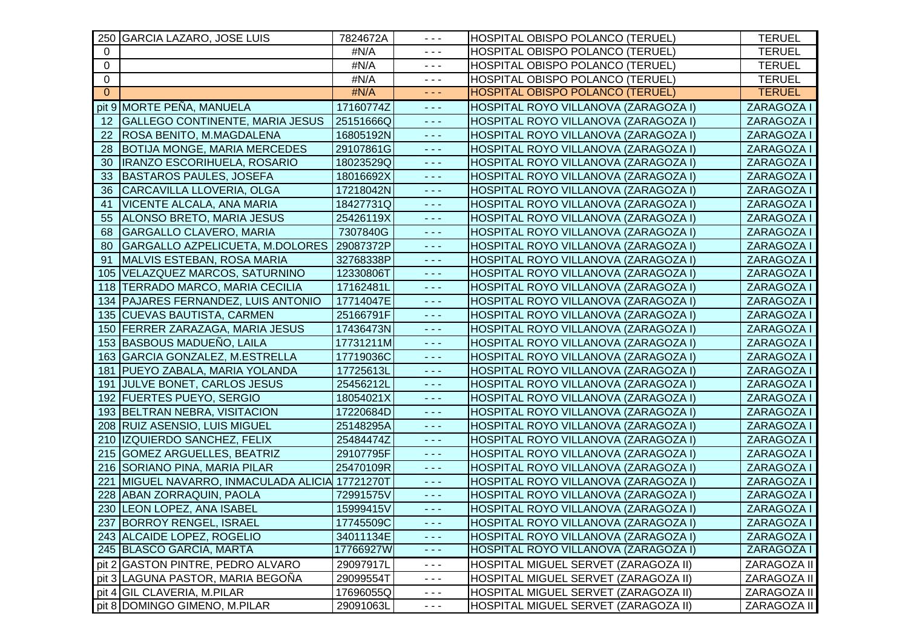| | | | | | |
|---|---|---|---|---|---|
| 250 | GARCIA LAZARO, JOSE LUIS | 7824672A | - - - | HOSPITAL OBISPO POLANCO (TERUEL) | TERUEL |
| 0 | | #N/A | - - - | HOSPITAL OBISPO POLANCO (TERUEL) | TERUEL |
| 0 | | #N/A | - - - | HOSPITAL OBISPO POLANCO (TERUEL) | TERUEL |
| 0 | | #N/A | - - - | HOSPITAL OBISPO POLANCO (TERUEL) | TERUEL |
| 0 | | #N/A | - - - | HOSPITAL OBISPO POLANCO (TERUEL) | TERUEL |
| pit 9 | MORTE PEÑA, MANUELA | 17160774Z | - - - | HOSPITAL ROYO VILLANOVA (ZARAGOZA I) | ZARAGOZA I |
| 12 | GALLEGO CONTINENTE, MARIA JESUS | 25151666Q | - - - | HOSPITAL ROYO VILLANOVA (ZARAGOZA I) | ZARAGOZA I |
| 22 | ROSA BENITO, M.MAGDALENA | 16805192N | - - - | HOSPITAL ROYO VILLANOVA (ZARAGOZA I) | ZARAGOZA I |
| 28 | BOTIJA MONGE, MARIA MERCEDES | 29107861G | - - - | HOSPITAL ROYO VILLANOVA (ZARAGOZA I) | ZARAGOZA I |
| 30 | IRANZO ESCORIHUELA, ROSARIO | 18023529Q | - - - | HOSPITAL ROYO VILLANOVA (ZARAGOZA I) | ZARAGOZA I |
| 33 | BASTAROS PAULES, JOSEFA | 18016692X | - - - | HOSPITAL ROYO VILLANOVA (ZARAGOZA I) | ZARAGOZA I |
| 36 | CARCAVILLA LLOVERIA, OLGA | 17218042N | - - - | HOSPITAL ROYO VILLANOVA (ZARAGOZA I) | ZARAGOZA I |
| 41 | VICENTE ALCALA, ANA MARIA | 18427731Q | - - - | HOSPITAL ROYO VILLANOVA (ZARAGOZA I) | ZARAGOZA I |
| 55 | ALONSO BRETO, MARIA JESUS | 25426119X | - - - | HOSPITAL ROYO VILLANOVA (ZARAGOZA I) | ZARAGOZA I |
| 68 | GARGALLO CLAVERO, MARIA | 7307840G | - - - | HOSPITAL ROYO VILLANOVA (ZARAGOZA I) | ZARAGOZA I |
| 80 | GARGALLO AZPELICUETA, M.DOLORES | 29087372P | - - - | HOSPITAL ROYO VILLANOVA (ZARAGOZA I) | ZARAGOZA I |
| 91 | MALVIS ESTEBAN, ROSA MARIA | 32768338P | - - - | HOSPITAL ROYO VILLANOVA (ZARAGOZA I) | ZARAGOZA I |
| 105 | VELAZQUEZ MARCOS, SATURNINO | 12330806T | - - - | HOSPITAL ROYO VILLANOVA (ZARAGOZA I) | ZARAGOZA I |
| 118 | TERRADO MARCO, MARIA CECILIA | 17162481L | - - - | HOSPITAL ROYO VILLANOVA (ZARAGOZA I) | ZARAGOZA I |
| 134 | PAJARES FERNANDEZ, LUIS ANTONIO | 17714047E | - - - | HOSPITAL ROYO VILLANOVA (ZARAGOZA I) | ZARAGOZA I |
| 135 | CUEVAS BAUTISTA, CARMEN | 25166791F | - - - | HOSPITAL ROYO VILLANOVA (ZARAGOZA I) | ZARAGOZA I |
| 150 | FERRER ZARAZAGA, MARIA JESUS | 17436473N | - - - | HOSPITAL ROYO VILLANOVA (ZARAGOZA I) | ZARAGOZA I |
| 153 | BASBOUS MADUEÑO, LAILA | 17731211M | - - - | HOSPITAL ROYO VILLANOVA (ZARAGOZA I) | ZARAGOZA I |
| 163 | GARCIA GONZALEZ, M.ESTRELLA | 17719036C | - - - | HOSPITAL ROYO VILLANOVA (ZARAGOZA I) | ZARAGOZA I |
| 181 | PUEYO ZABALA, MARIA YOLANDA | 17725613L | - - - | HOSPITAL ROYO VILLANOVA (ZARAGOZA I) | ZARAGOZA I |
| 191 | JULVE BONET, CARLOS JESUS | 25456212L | - - - | HOSPITAL ROYO VILLANOVA (ZARAGOZA I) | ZARAGOZA I |
| 192 | FUERTES PUEYO, SERGIO | 18054021X | - - - | HOSPITAL ROYO VILLANOVA (ZARAGOZA I) | ZARAGOZA I |
| 193 | BELTRAN NEBRA, VISITACION | 17220684D | - - - | HOSPITAL ROYO VILLANOVA (ZARAGOZA I) | ZARAGOZA I |
| 208 | RUIZ ASENSIO, LUIS MIGUEL | 25148295A | - - - | HOSPITAL ROYO VILLANOVA (ZARAGOZA I) | ZARAGOZA I |
| 210 | IZQUIERDO SANCHEZ, FELIX | 25484474Z | - - - | HOSPITAL ROYO VILLANOVA (ZARAGOZA I) | ZARAGOZA I |
| 215 | GOMEZ ARGUELLES, BEATRIZ | 29107795F | - - - | HOSPITAL ROYO VILLANOVA (ZARAGOZA I) | ZARAGOZA I |
| 216 | SORIANO PINA, MARIA PILAR | 25470109R | - - - | HOSPITAL ROYO VILLANOVA (ZARAGOZA I) | ZARAGOZA I |
| 221 | MIGUEL NAVARRO, INMACULADA ALICIA | 17721270T | - - - | HOSPITAL ROYO VILLANOVA (ZARAGOZA I) | ZARAGOZA I |
| 228 | ABAN ZORRAQUIN, PAOLA | 72991575V | - - - | HOSPITAL ROYO VILLANOVA (ZARAGOZA I) | ZARAGOZA I |
| 230 | LEON LOPEZ, ANA ISABEL | 15999415V | - - - | HOSPITAL ROYO VILLANOVA (ZARAGOZA I) | ZARAGOZA I |
| 237 | BORROY RENGEL, ISRAEL | 17745509C | - - - | HOSPITAL ROYO VILLANOVA (ZARAGOZA I) | ZARAGOZA I |
| 243 | ALCAIDE LOPEZ, ROGELIO | 34011134E | - - - | HOSPITAL ROYO VILLANOVA (ZARAGOZA I) | ZARAGOZA I |
| 245 | BLASCO GARCIA, MARTA | 17766927W | - - - | HOSPITAL ROYO VILLANOVA (ZARAGOZA I) | ZARAGOZA I |
| pit 2 | GASTON PINTRE, PEDRO ALVARO | 29097917L | - - - | HOSPITAL MIGUEL SERVET (ZARAGOZA II) | ZARAGOZA II |
| pit 3 | LAGUNA PASTOR, MARIA BEGOÑA | 29099554T | - - - | HOSPITAL MIGUEL SERVET (ZARAGOZA II) | ZARAGOZA II |
| pit 4 | GIL CLAVERIA, M.PILAR | 17696055Q | - - - | HOSPITAL MIGUEL SERVET (ZARAGOZA II) | ZARAGOZA II |
| pit 8 | DOMINGO GIMENO, M.PILAR | 29091063L | - - - | HOSPITAL MIGUEL SERVET (ZARAGOZA II) | ZARAGOZA II |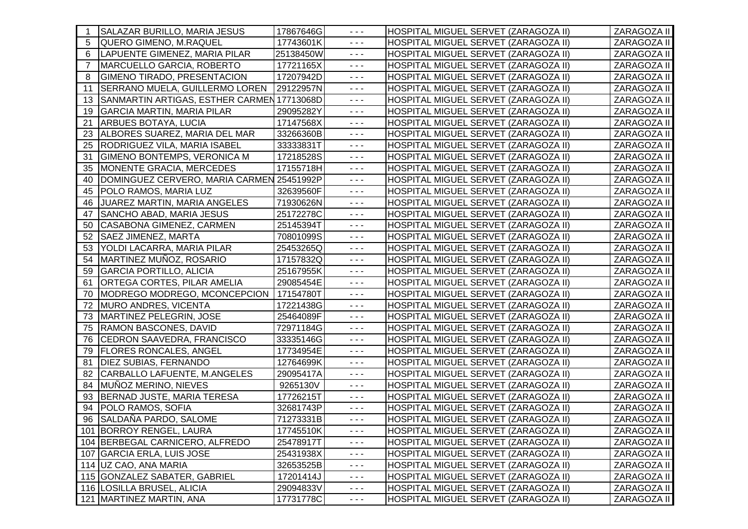| | | | | | |
|---|---|---|---|---|---|
| 1 | SALAZAR BURILLO, MARIA JESUS | 17867646G | - - - | HOSPITAL MIGUEL SERVET (ZARAGOZA II) | ZARAGOZA II |
| 5 | QUERO GIMENO, M.RAQUEL | 17743601K | - - - | HOSPITAL MIGUEL SERVET (ZARAGOZA II) | ZARAGOZA II |
| 6 | LAPUENTE GIMENEZ, MARIA PILAR | 25138450W | - - - | HOSPITAL MIGUEL SERVET (ZARAGOZA II) | ZARAGOZA II |
| 7 | MARCUELLO GARCIA, ROBERTO | 17721165X | - - - | HOSPITAL MIGUEL SERVET (ZARAGOZA II) | ZARAGOZA II |
| 8 | GIMENO TIRADO, PRESENTACION | 17207942D | - - - | HOSPITAL MIGUEL SERVET (ZARAGOZA II) | ZARAGOZA II |
| 11 | SERRANO MUELA, GUILLERMO LOREN | 29122957N | - - - | HOSPITAL MIGUEL SERVET (ZARAGOZA II) | ZARAGOZA II |
| 13 | SANMARTIN ARTIGAS, ESTHER CARMEN | 17713068D | - - - | HOSPITAL MIGUEL SERVET (ZARAGOZA II) | ZARAGOZA II |
| 19 | GARCIA MARTIN, MARIA PILAR | 29095282Y | - - - | HOSPITAL MIGUEL SERVET (ZARAGOZA II) | ZARAGOZA II |
| 21 | ARBUES BOTAYA, LUCIA | 17147568X | - - - | HOSPITAL MIGUEL SERVET (ZARAGOZA II) | ZARAGOZA II |
| 23 | ALBORES SUAREZ, MARIA DEL MAR | 33266360B | - - - | HOSPITAL MIGUEL SERVET (ZARAGOZA II) | ZARAGOZA II |
| 25 | RODRIGUEZ VILA, MARIA ISABEL | 33333831T | - - - | HOSPITAL MIGUEL SERVET (ZARAGOZA II) | ZARAGOZA II |
| 31 | GIMENO BONTEMPS, VERONICA M | 17218528S | - - - | HOSPITAL MIGUEL SERVET (ZARAGOZA II) | ZARAGOZA II |
| 35 | MONENTE GRACIA, MERCEDES | 17155718H | - - - | HOSPITAL MIGUEL SERVET (ZARAGOZA II) | ZARAGOZA II |
| 40 | DOMINGUEZ CERVERO, MARIA CARMEN | 25451992P | - - - | HOSPITAL MIGUEL SERVET (ZARAGOZA II) | ZARAGOZA II |
| 45 | POLO RAMOS, MARIA LUZ | 32639560F | - - - | HOSPITAL MIGUEL SERVET (ZARAGOZA II) | ZARAGOZA II |
| 46 | JUAREZ MARTIN, MARIA ANGELES | 71930626N | - - - | HOSPITAL MIGUEL SERVET (ZARAGOZA II) | ZARAGOZA II |
| 47 | SANCHO ABAD, MARIA JESUS | 25172278C | - - - | HOSPITAL MIGUEL SERVET (ZARAGOZA II) | ZARAGOZA II |
| 50 | CASABONA GIMENEZ, CARMEN | 25145394T | - - - | HOSPITAL MIGUEL SERVET (ZARAGOZA II) | ZARAGOZA II |
| 52 | SAEZ JIMENEZ, MARTA | 70801099S | - - - | HOSPITAL MIGUEL SERVET (ZARAGOZA II) | ZARAGOZA II |
| 53 | YOLDI LACARRA, MARIA PILAR | 25453265Q | - - - | HOSPITAL MIGUEL SERVET (ZARAGOZA II) | ZARAGOZA II |
| 54 | MARTINEZ MUÑOZ, ROSARIO | 17157832Q | - - - | HOSPITAL MIGUEL SERVET (ZARAGOZA II) | ZARAGOZA II |
| 59 | GARCIA PORTILLO, ALICIA | 25167955K | - - - | HOSPITAL MIGUEL SERVET (ZARAGOZA II) | ZARAGOZA II |
| 61 | ORTEGA CORTES, PILAR AMELIA | 29085454E | - - - | HOSPITAL MIGUEL SERVET (ZARAGOZA II) | ZARAGOZA II |
| 70 | MODREGO MODREGO, MCONCEPCION | 17154780T | - - - | HOSPITAL MIGUEL SERVET (ZARAGOZA II) | ZARAGOZA II |
| 72 | MURO ANDRES, VICENTA | 17221438G | - - - | HOSPITAL MIGUEL SERVET (ZARAGOZA II) | ZARAGOZA II |
| 73 | MARTINEZ PELEGRIN, JOSE | 25464089F | - - - | HOSPITAL MIGUEL SERVET (ZARAGOZA II) | ZARAGOZA II |
| 75 | RAMON BASCONES, DAVID | 72971184G | - - - | HOSPITAL MIGUEL SERVET (ZARAGOZA II) | ZARAGOZA II |
| 76 | CEDRON SAAVEDRA, FRANCISCO | 33335146G | - - - | HOSPITAL MIGUEL SERVET (ZARAGOZA II) | ZARAGOZA II |
| 79 | FLORES RONCALES, ANGEL | 17734954E | - - - | HOSPITAL MIGUEL SERVET (ZARAGOZA II) | ZARAGOZA II |
| 81 | DIEZ SUBIAS, FERNANDO | 12764699K | - - - | HOSPITAL MIGUEL SERVET (ZARAGOZA II) | ZARAGOZA II |
| 82 | CARBALLO LAFUENTE, M.ANGELES | 29095417A | - - - | HOSPITAL MIGUEL SERVET (ZARAGOZA II) | ZARAGOZA II |
| 84 | MUÑOZ MERINO, NIEVES | 9265130V | - - - | HOSPITAL MIGUEL SERVET (ZARAGOZA II) | ZARAGOZA II |
| 93 | BERNAD JUSTE, MARIA TERESA | 17726215T | - - - | HOSPITAL MIGUEL SERVET (ZARAGOZA II) | ZARAGOZA II |
| 94 | POLO RAMOS, SOFIA | 32681743P | - - - | HOSPITAL MIGUEL SERVET (ZARAGOZA II) | ZARAGOZA II |
| 96 | SALDAÑA PARDO, SALOME | 71273331B | - - - | HOSPITAL MIGUEL SERVET (ZARAGOZA II) | ZARAGOZA II |
| 101 | BORROY RENGEL, LAURA | 17745510K | - - - | HOSPITAL MIGUEL SERVET (ZARAGOZA II) | ZARAGOZA II |
| 104 | BERBEGAL CARNICERO, ALFREDO | 25478917T | - - - | HOSPITAL MIGUEL SERVET (ZARAGOZA II) | ZARAGOZA II |
| 107 | GARCIA ERLA, LUIS JOSE | 25431938X | - - - | HOSPITAL MIGUEL SERVET (ZARAGOZA II) | ZARAGOZA II |
| 114 | UZ CAO, ANA MARIA | 32653525B | - - - | HOSPITAL MIGUEL SERVET (ZARAGOZA II) | ZARAGOZA II |
| 115 | GONZALEZ SABATER, GABRIEL | 17201414J | - - - | HOSPITAL MIGUEL SERVET (ZARAGOZA II) | ZARAGOZA II |
| 116 | LOSILLA BRUSEL, ALICIA | 29094833V | - - - | HOSPITAL MIGUEL SERVET (ZARAGOZA II) | ZARAGOZA II |
| 121 | MARTINEZ MARTIN, ANA | 17731778C | - - - | HOSPITAL MIGUEL SERVET (ZARAGOZA II) | ZARAGOZA II |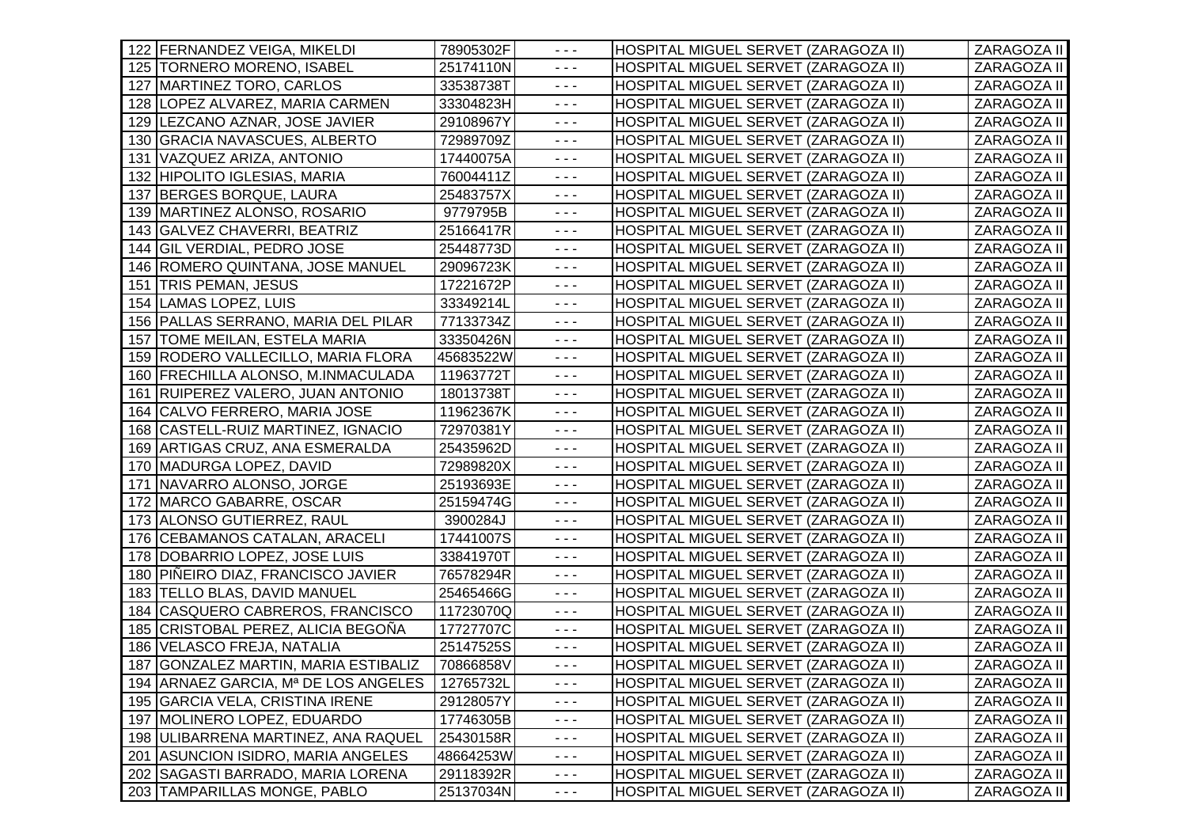| | | | | | |
|---|---|---|---|---|---|
| 122 | FERNANDEZ VEIGA, MIKELDI | 78905302F | - - - | HOSPITAL MIGUEL SERVET (ZARAGOZA II) | ZARAGOZA II |
| 125 | TORNERO MORENO, ISABEL | 25174110N | - - - | HOSPITAL MIGUEL SERVET (ZARAGOZA II) | ZARAGOZA II |
| 127 | MARTINEZ TORO, CARLOS | 33538738T | - - - | HOSPITAL MIGUEL SERVET (ZARAGOZA II) | ZARAGOZA II |
| 128 | LOPEZ ALVAREZ, MARIA CARMEN | 33304823H | - - - | HOSPITAL MIGUEL SERVET (ZARAGOZA II) | ZARAGOZA II |
| 129 | LEZCANO AZNAR, JOSE JAVIER | 29108967Y | - - - | HOSPITAL MIGUEL SERVET (ZARAGOZA II) | ZARAGOZA II |
| 130 | GRACIA NAVASCUES, ALBERTO | 72989709Z | - - - | HOSPITAL MIGUEL SERVET (ZARAGOZA II) | ZARAGOZA II |
| 131 | VAZQUEZ ARIZA, ANTONIO | 17440075A | - - - | HOSPITAL MIGUEL SERVET (ZARAGOZA II) | ZARAGOZA II |
| 132 | HIPOLITO IGLESIAS, MARIA | 76004411Z | - - - | HOSPITAL MIGUEL SERVET (ZARAGOZA II) | ZARAGOZA II |
| 137 | BERGES BORQUE, LAURA | 25483757X | - - - | HOSPITAL MIGUEL SERVET (ZARAGOZA II) | ZARAGOZA II |
| 139 | MARTINEZ ALONSO, ROSARIO | 9779795B | - - - | HOSPITAL MIGUEL SERVET (ZARAGOZA II) | ZARAGOZA II |
| 143 | GALVEZ CHAVERRI, BEATRIZ | 25166417R | - - - | HOSPITAL MIGUEL SERVET (ZARAGOZA II) | ZARAGOZA II |
| 144 | GIL VERDIAL, PEDRO JOSE | 25448773D | - - - | HOSPITAL MIGUEL SERVET (ZARAGOZA II) | ZARAGOZA II |
| 146 | ROMERO QUINTANA, JOSE MANUEL | 29096723K | - - - | HOSPITAL MIGUEL SERVET (ZARAGOZA II) | ZARAGOZA II |
| 151 | TRIS PEMAN, JESUS | 17221672P | - - - | HOSPITAL MIGUEL SERVET (ZARAGOZA II) | ZARAGOZA II |
| 154 | LAMAS LOPEZ, LUIS | 33349214L | - - - | HOSPITAL MIGUEL SERVET (ZARAGOZA II) | ZARAGOZA II |
| 156 | PALLAS SERRANO, MARIA DEL PILAR | 77133734Z | - - - | HOSPITAL MIGUEL SERVET (ZARAGOZA II) | ZARAGOZA II |
| 157 | TOME MEILAN, ESTELA MARIA | 33350426N | - - - | HOSPITAL MIGUEL SERVET (ZARAGOZA II) | ZARAGOZA II |
| 159 | RODERO VALLECILLO, MARIA FLORA | 45683522W | - - - | HOSPITAL MIGUEL SERVET (ZARAGOZA II) | ZARAGOZA II |
| 160 | FRECHILLA ALONSO, M.INMACULADA | 11963772T | - - - | HOSPITAL MIGUEL SERVET (ZARAGOZA II) | ZARAGOZA II |
| 161 | RUIPEREZ VALERO, JUAN ANTONIO | 18013738T | - - - | HOSPITAL MIGUEL SERVET (ZARAGOZA II) | ZARAGOZA II |
| 164 | CALVO FERRERO, MARIA JOSE | 11962367K | - - - | HOSPITAL MIGUEL SERVET (ZARAGOZA II) | ZARAGOZA II |
| 168 | CASTELL-RUIZ MARTINEZ, IGNACIO | 72970381Y | - - - | HOSPITAL MIGUEL SERVET (ZARAGOZA II) | ZARAGOZA II |
| 169 | ARTIGAS CRUZ, ANA ESMERALDA | 25435962D | - - - | HOSPITAL MIGUEL SERVET (ZARAGOZA II) | ZARAGOZA II |
| 170 | MADURGA LOPEZ, DAVID | 72989820X | - - - | HOSPITAL MIGUEL SERVET (ZARAGOZA II) | ZARAGOZA II |
| 171 | NAVARRO ALONSO, JORGE | 25193693E | - - - | HOSPITAL MIGUEL SERVET (ZARAGOZA II) | ZARAGOZA II |
| 172 | MARCO GABARRE, OSCAR | 25159474G | - - - | HOSPITAL MIGUEL SERVET (ZARAGOZA II) | ZARAGOZA II |
| 173 | ALONSO GUTIERREZ, RAUL | 3900284J | - - - | HOSPITAL MIGUEL SERVET (ZARAGOZA II) | ZARAGOZA II |
| 176 | CEBAMANOS CATALAN, ARACELI | 17441007S | - - - | HOSPITAL MIGUEL SERVET (ZARAGOZA II) | ZARAGOZA II |
| 178 | DOBARRIO LOPEZ, JOSE LUIS | 33841970T | - - - | HOSPITAL MIGUEL SERVET (ZARAGOZA II) | ZARAGOZA II |
| 180 | PIÑEIRO DIAZ, FRANCISCO JAVIER | 76578294R | - - - | HOSPITAL MIGUEL SERVET (ZARAGOZA II) | ZARAGOZA II |
| 183 | TELLO BLAS, DAVID MANUEL | 25465466G | - - - | HOSPITAL MIGUEL SERVET (ZARAGOZA II) | ZARAGOZA II |
| 184 | CASQUERO CABREROS, FRANCISCO | 11723070Q | - - - | HOSPITAL MIGUEL SERVET (ZARAGOZA II) | ZARAGOZA II |
| 185 | CRISTOBAL PEREZ, ALICIA BEGOÑA | 17727707C | - - - | HOSPITAL MIGUEL SERVET (ZARAGOZA II) | ZARAGOZA II |
| 186 | VELASCO FREJA, NATALIA | 25147525S | - - - | HOSPITAL MIGUEL SERVET (ZARAGOZA II) | ZARAGOZA II |
| 187 | GONZALEZ MARTIN, MARIA ESTIBALIZ | 70866858V | - - - | HOSPITAL MIGUEL SERVET (ZARAGOZA II) | ZARAGOZA II |
| 194 | ARNAEZ GARCIA, Mª DE LOS ANGELES | 12765732L | - - - | HOSPITAL MIGUEL SERVET (ZARAGOZA II) | ZARAGOZA II |
| 195 | GARCIA VELA, CRISTINA IRENE | 29128057Y | - - - | HOSPITAL MIGUEL SERVET (ZARAGOZA II) | ZARAGOZA II |
| 197 | MOLINERO LOPEZ, EDUARDO | 17746305B | - - - | HOSPITAL MIGUEL SERVET (ZARAGOZA II) | ZARAGOZA II |
| 198 | ULIBARRENA MARTINEZ, ANA RAQUEL | 25430158R | - - - | HOSPITAL MIGUEL SERVET (ZARAGOZA II) | ZARAGOZA II |
| 201 | ASUNCION ISIDRO, MARIA ANGELES | 48664253W | - - - | HOSPITAL MIGUEL SERVET (ZARAGOZA II) | ZARAGOZA II |
| 202 | SAGASTI BARRADO, MARIA LORENA | 29118392R | - - - | HOSPITAL MIGUEL SERVET (ZARAGOZA II) | ZARAGOZA II |
| 203 | TAMPARILLAS MONGE, PABLO | 25137034N | - - - | HOSPITAL MIGUEL SERVET (ZARAGOZA II) | ZARAGOZA II |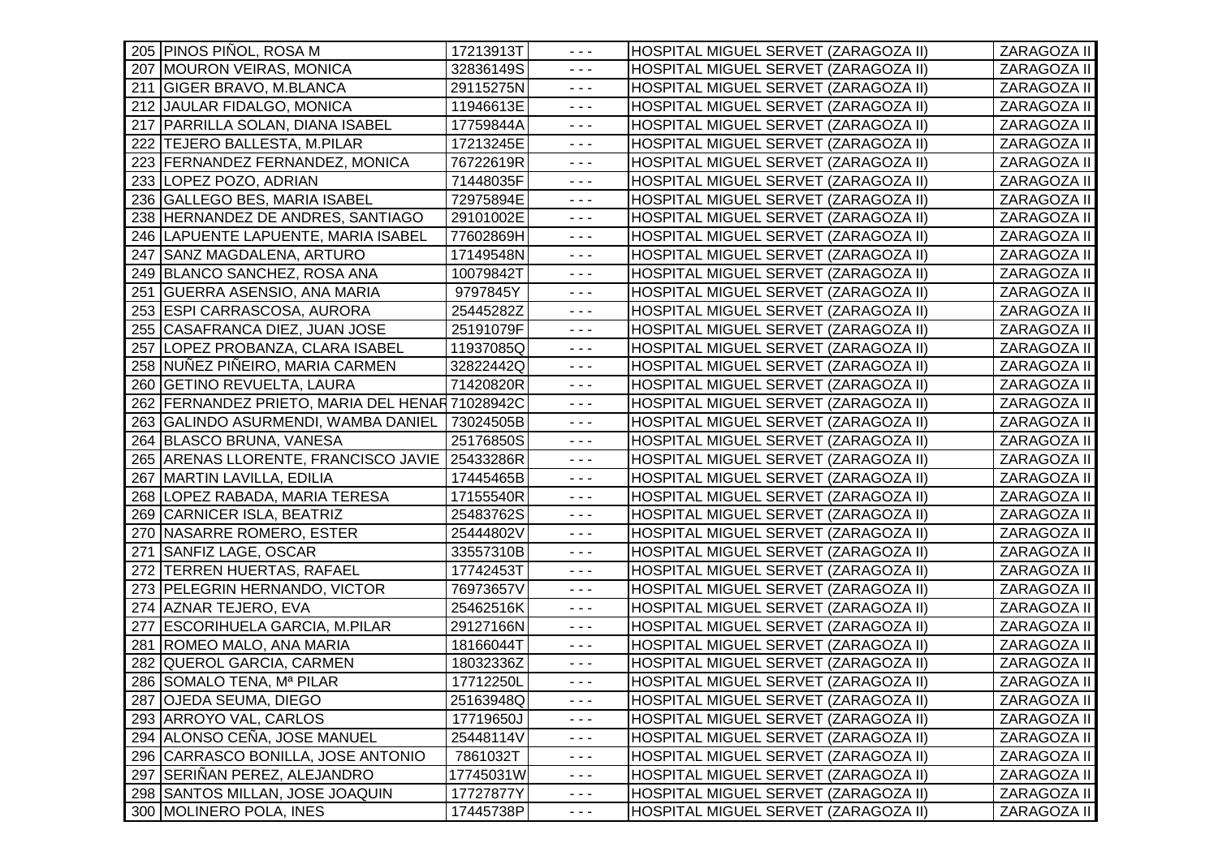| | | | | | |
|---|---|---|---|---|---|
| 205 | PINOS PIÑOL, ROSA M | 17213913T | - - - | HOSPITAL MIGUEL SERVET (ZARAGOZA II) | ZARAGOZA II |
| 207 | MOURON VEIRAS, MONICA | 32836149S | - - - | HOSPITAL MIGUEL SERVET (ZARAGOZA II) | ZARAGOZA II |
| 211 | GIGER BRAVO, M.BLANCA | 29115275N | - - - | HOSPITAL MIGUEL SERVET (ZARAGOZA II) | ZARAGOZA II |
| 212 | JAULAR FIDALGO, MONICA | 11946613E | - - - | HOSPITAL MIGUEL SERVET (ZARAGOZA II) | ZARAGOZA II |
| 217 | PARRILLA SOLAN, DIANA ISABEL | 17759844A | - - - | HOSPITAL MIGUEL SERVET (ZARAGOZA II) | ZARAGOZA II |
| 222 | TEJERO BALLESTA, M.PILAR | 17213245E | - - - | HOSPITAL MIGUEL SERVET (ZARAGOZA II) | ZARAGOZA II |
| 223 | FERNANDEZ FERNANDEZ, MONICA | 76722619R | - - - | HOSPITAL MIGUEL SERVET (ZARAGOZA II) | ZARAGOZA II |
| 233 | LOPEZ POZO, ADRIAN | 71448035F | - - - | HOSPITAL MIGUEL SERVET (ZARAGOZA II) | ZARAGOZA II |
| 236 | GALLEGO BES, MARIA ISABEL | 72975894E | - - - | HOSPITAL MIGUEL SERVET (ZARAGOZA II) | ZARAGOZA II |
| 238 | HERNANDEZ DE ANDRES, SANTIAGO | 29101002E | - - - | HOSPITAL MIGUEL SERVET (ZARAGOZA II) | ZARAGOZA II |
| 246 | LAPUENTE LAPUENTE, MARIA ISABEL | 77602869H | - - - | HOSPITAL MIGUEL SERVET (ZARAGOZA II) | ZARAGOZA II |
| 247 | SANZ MAGDALENA, ARTURO | 17149548N | - - - | HOSPITAL MIGUEL SERVET (ZARAGOZA II) | ZARAGOZA II |
| 249 | BLANCO SANCHEZ, ROSA ANA | 10079842T | - - - | HOSPITAL MIGUEL SERVET (ZARAGOZA II) | ZARAGOZA II |
| 251 | GUERRA ASENSIO, ANA MARIA | 9797845Y | - - - | HOSPITAL MIGUEL SERVET (ZARAGOZA II) | ZARAGOZA II |
| 253 | ESPI CARRASCOSA, AURORA | 25445282Z | - - - | HOSPITAL MIGUEL SERVET (ZARAGOZA II) | ZARAGOZA II |
| 255 | CASAFRANCA DIEZ, JUAN JOSE | 25191079F | - - - | HOSPITAL MIGUEL SERVET (ZARAGOZA II) | ZARAGOZA II |
| 257 | LOPEZ PROBANZA, CLARA ISABEL | 11937085Q | - - - | HOSPITAL MIGUEL SERVET (ZARAGOZA II) | ZARAGOZA II |
| 258 | NUÑEZ PIÑEIRO, MARIA CARMEN | 32822442Q | - - - | HOSPITAL MIGUEL SERVET (ZARAGOZA II) | ZARAGOZA II |
| 260 | GETINO REVUELTA, LAURA | 71420820R | - - - | HOSPITAL MIGUEL SERVET (ZARAGOZA II) | ZARAGOZA II |
| 262 | FERNANDEZ PRIETO, MARIA DEL HENAR | 71028942C | - - - | HOSPITAL MIGUEL SERVET (ZARAGOZA II) | ZARAGOZA II |
| 263 | GALINDO ASURMENDI, WAMBA DANIEL | 73024505B | - - - | HOSPITAL MIGUEL SERVET (ZARAGOZA II) | ZARAGOZA II |
| 264 | BLASCO BRUNA, VANESA | 25176850S | - - - | HOSPITAL MIGUEL SERVET (ZARAGOZA II) | ZARAGOZA II |
| 265 | ARENAS LLORENTE, FRANCISCO JAVIE | 25433286R | - - - | HOSPITAL MIGUEL SERVET (ZARAGOZA II) | ZARAGOZA II |
| 267 | MARTIN LAVILLA, EDILIA | 17445465B | - - - | HOSPITAL MIGUEL SERVET (ZARAGOZA II) | ZARAGOZA II |
| 268 | LOPEZ RABADA, MARIA TERESA | 17155540R | - - - | HOSPITAL MIGUEL SERVET (ZARAGOZA II) | ZARAGOZA II |
| 269 | CARNICER ISLA, BEATRIZ | 25483762S | - - - | HOSPITAL MIGUEL SERVET (ZARAGOZA II) | ZARAGOZA II |
| 270 | NASARRE ROMERO, ESTER | 25444802V | - - - | HOSPITAL MIGUEL SERVET (ZARAGOZA II) | ZARAGOZA II |
| 271 | SANFIZ LAGE, OSCAR | 33557310B | - - - | HOSPITAL MIGUEL SERVET (ZARAGOZA II) | ZARAGOZA II |
| 272 | TERREN HUERTAS, RAFAEL | 17742453T | - - - | HOSPITAL MIGUEL SERVET (ZARAGOZA II) | ZARAGOZA II |
| 273 | PELEGRIN HERNANDO, VICTOR | 76973657V | - - - | HOSPITAL MIGUEL SERVET (ZARAGOZA II) | ZARAGOZA II |
| 274 | AZNAR TEJERO, EVA | 25462516K | - - - | HOSPITAL MIGUEL SERVET (ZARAGOZA II) | ZARAGOZA II |
| 277 | ESCORIHUELA GARCIA, M.PILAR | 29127166N | - - - | HOSPITAL MIGUEL SERVET (ZARAGOZA II) | ZARAGOZA II |
| 281 | ROMEO MALO, ANA MARIA | 18166044T | - - - | HOSPITAL MIGUEL SERVET (ZARAGOZA II) | ZARAGOZA II |
| 282 | QUEROL GARCIA, CARMEN | 18032336Z | - - - | HOSPITAL MIGUEL SERVET (ZARAGOZA II) | ZARAGOZA II |
| 286 | SOMALO TENA, Mª PILAR | 17712250L | - - - | HOSPITAL MIGUEL SERVET (ZARAGOZA II) | ZARAGOZA II |
| 287 | OJEDA SEUMA, DIEGO | 25163948Q | - - - | HOSPITAL MIGUEL SERVET (ZARAGOZA II) | ZARAGOZA II |
| 293 | ARROYO VAL, CARLOS | 17719650J | - - - | HOSPITAL MIGUEL SERVET (ZARAGOZA II) | ZARAGOZA II |
| 294 | ALONSO CEÑA, JOSE MANUEL | 25448114V | - - - | HOSPITAL MIGUEL SERVET (ZARAGOZA II) | ZARAGOZA II |
| 296 | CARRASCO BONILLA, JOSE ANTONIO | 7861032T | - - - | HOSPITAL MIGUEL SERVET (ZARAGOZA II) | ZARAGOZA II |
| 297 | SERIÑAN PEREZ, ALEJANDRO | 17745031W | - - - | HOSPITAL MIGUEL SERVET (ZARAGOZA II) | ZARAGOZA II |
| 298 | SANTOS MILLAN, JOSE JOAQUIN | 17727877Y | - - - | HOSPITAL MIGUEL SERVET (ZARAGOZA II) | ZARAGOZA II |
| 300 | MOLINERO POLA, INES | 17445738P | - - - | HOSPITAL MIGUEL SERVET (ZARAGOZA II) | ZARAGOZA II |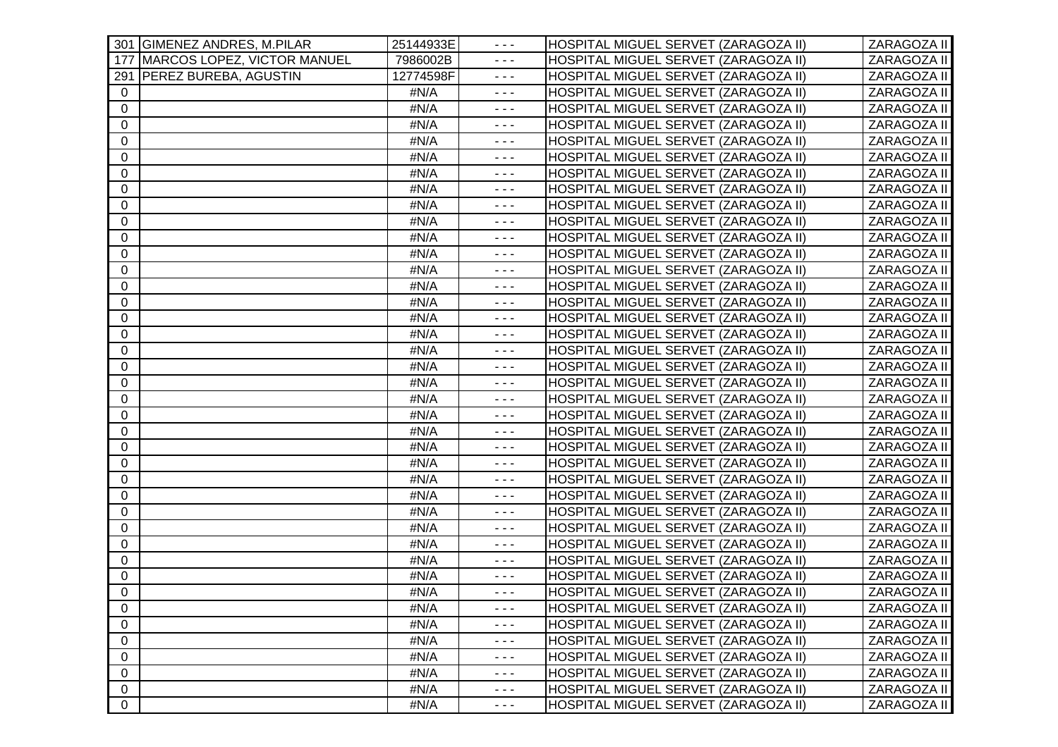| | | | | | |
|---|---|---|---|---|---|
| 301 | GIMENEZ ANDRES, M.PILAR | 25144933E | - - - | HOSPITAL MIGUEL SERVET (ZARAGOZA II) | ZARAGOZA II |
| 177 | MARCOS LOPEZ, VICTOR MANUEL | 7986002B | - - - | HOSPITAL MIGUEL SERVET (ZARAGOZA II) | ZARAGOZA II |
| 291 | PEREZ BUREBA, AGUSTIN | 12774598F | - - - | HOSPITAL MIGUEL SERVET (ZARAGOZA II) | ZARAGOZA II |
| 0 | | #N/A | - - - | HOSPITAL MIGUEL SERVET (ZARAGOZA II) | ZARAGOZA II |
| 0 | | #N/A | - - - | HOSPITAL MIGUEL SERVET (ZARAGOZA II) | ZARAGOZA II |
| 0 | | #N/A | - - - | HOSPITAL MIGUEL SERVET (ZARAGOZA II) | ZARAGOZA II |
| 0 | | #N/A | - - - | HOSPITAL MIGUEL SERVET (ZARAGOZA II) | ZARAGOZA II |
| 0 | | #N/A | - - - | HOSPITAL MIGUEL SERVET (ZARAGOZA II) | ZARAGOZA II |
| 0 | | #N/A | - - - | HOSPITAL MIGUEL SERVET (ZARAGOZA II) | ZARAGOZA II |
| 0 | | #N/A | - - - | HOSPITAL MIGUEL SERVET (ZARAGOZA II) | ZARAGOZA II |
| 0 | | #N/A | - - - | HOSPITAL MIGUEL SERVET (ZARAGOZA II) | ZARAGOZA II |
| 0 | | #N/A | - - - | HOSPITAL MIGUEL SERVET (ZARAGOZA II) | ZARAGOZA II |
| 0 | | #N/A | - - - | HOSPITAL MIGUEL SERVET (ZARAGOZA II) | ZARAGOZA II |
| 0 | | #N/A | - - - | HOSPITAL MIGUEL SERVET (ZARAGOZA II) | ZARAGOZA II |
| 0 | | #N/A | - - - | HOSPITAL MIGUEL SERVET (ZARAGOZA II) | ZARAGOZA II |
| 0 | | #N/A | - - - | HOSPITAL MIGUEL SERVET (ZARAGOZA II) | ZARAGOZA II |
| 0 | | #N/A | - - - | HOSPITAL MIGUEL SERVET (ZARAGOZA II) | ZARAGOZA II |
| 0 | | #N/A | - - - | HOSPITAL MIGUEL SERVET (ZARAGOZA II) | ZARAGOZA II |
| 0 | | #N/A | - - - | HOSPITAL MIGUEL SERVET (ZARAGOZA II) | ZARAGOZA II |
| 0 | | #N/A | - - - | HOSPITAL MIGUEL SERVET (ZARAGOZA II) | ZARAGOZA II |
| 0 | | #N/A | - - - | HOSPITAL MIGUEL SERVET (ZARAGOZA II) | ZARAGOZA II |
| 0 | | #N/A | - - - | HOSPITAL MIGUEL SERVET (ZARAGOZA II) | ZARAGOZA II |
| 0 | | #N/A | - - - | HOSPITAL MIGUEL SERVET (ZARAGOZA II) | ZARAGOZA II |
| 0 | | #N/A | - - - | HOSPITAL MIGUEL SERVET (ZARAGOZA II) | ZARAGOZA II |
| 0 | | #N/A | - - - | HOSPITAL MIGUEL SERVET (ZARAGOZA II) | ZARAGOZA II |
| 0 | | #N/A | - - - | HOSPITAL MIGUEL SERVET (ZARAGOZA II) | ZARAGOZA II |
| 0 | | #N/A | - - - | HOSPITAL MIGUEL SERVET (ZARAGOZA II) | ZARAGOZA II |
| 0 | | #N/A | - - - | HOSPITAL MIGUEL SERVET (ZARAGOZA II) | ZARAGOZA II |
| 0 | | #N/A | - - - | HOSPITAL MIGUEL SERVET (ZARAGOZA II) | ZARAGOZA II |
| 0 | | #N/A | - - - | HOSPITAL MIGUEL SERVET (ZARAGOZA II) | ZARAGOZA II |
| 0 | | #N/A | - - - | HOSPITAL MIGUEL SERVET (ZARAGOZA II) | ZARAGOZA II |
| 0 | | #N/A | - - - | HOSPITAL MIGUEL SERVET (ZARAGOZA II) | ZARAGOZA II |
| 0 | | #N/A | - - - | HOSPITAL MIGUEL SERVET (ZARAGOZA II) | ZARAGOZA II |
| 0 | | #N/A | - - - | HOSPITAL MIGUEL SERVET (ZARAGOZA II) | ZARAGOZA II |
| 0 | | #N/A | - - - | HOSPITAL MIGUEL SERVET (ZARAGOZA II) | ZARAGOZA II |
| 0 | | #N/A | - - - | HOSPITAL MIGUEL SERVET (ZARAGOZA II) | ZARAGOZA II |
| 0 | | #N/A | - - - | HOSPITAL MIGUEL SERVET (ZARAGOZA II) | ZARAGOZA II |
| 0 | | #N/A | - - - | HOSPITAL MIGUEL SERVET (ZARAGOZA II) | ZARAGOZA II |
| 0 | | #N/A | - - - | HOSPITAL MIGUEL SERVET (ZARAGOZA II) | ZARAGOZA II |
| 0 | | #N/A | - - - | HOSPITAL MIGUEL SERVET (ZARAGOZA II) | ZARAGOZA II |
| 0 | | #N/A | - - - | HOSPITAL MIGUEL SERVET (ZARAGOZA II) | ZARAGOZA II |
| 0 | | #N/A | - - - | HOSPITAL MIGUEL SERVET (ZARAGOZA II) | ZARAGOZA II |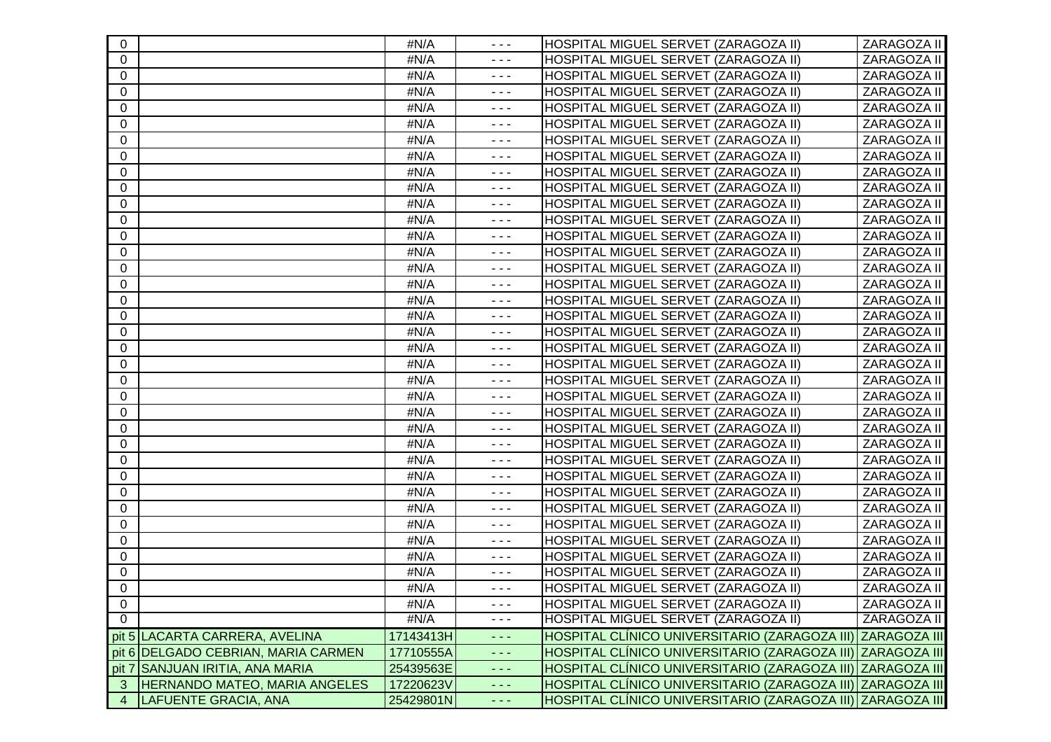| 0 | | #N/A | - - - | HOSPITAL MIGUEL SERVET (ZARAGOZA II) | ZARAGOZA II |
|---|---|---|---|---|---|
| 0 | | #N/A | - - - | HOSPITAL MIGUEL SERVET (ZARAGOZA II) | ZARAGOZA II |
| 0 | | #N/A | - - - | HOSPITAL MIGUEL SERVET (ZARAGOZA II) | ZARAGOZA II |
| 0 | | #N/A | - - - | HOSPITAL MIGUEL SERVET (ZARAGOZA II) | ZARAGOZA II |
| 0 | | #N/A | - - - | HOSPITAL MIGUEL SERVET (ZARAGOZA II) | ZARAGOZA II |
| 0 | | #N/A | - - - | HOSPITAL MIGUEL SERVET (ZARAGOZA II) | ZARAGOZA II |
| 0 | | #N/A | - - - | HOSPITAL MIGUEL SERVET (ZARAGOZA II) | ZARAGOZA II |
| 0 | | #N/A | - - - | HOSPITAL MIGUEL SERVET (ZARAGOZA II) | ZARAGOZA II |
| 0 | | #N/A | - - - | HOSPITAL MIGUEL SERVET (ZARAGOZA II) | ZARAGOZA II |
| 0 | | #N/A | - - - | HOSPITAL MIGUEL SERVET (ZARAGOZA II) | ZARAGOZA II |
| 0 | | #N/A | - - - | HOSPITAL MIGUEL SERVET (ZARAGOZA II) | ZARAGOZA II |
| 0 | | #N/A | - - - | HOSPITAL MIGUEL SERVET (ZARAGOZA II) | ZARAGOZA II |
| 0 | | #N/A | - - - | HOSPITAL MIGUEL SERVET (ZARAGOZA II) | ZARAGOZA II |
| 0 | | #N/A | - - - | HOSPITAL MIGUEL SERVET (ZARAGOZA II) | ZARAGOZA II |
| 0 | | #N/A | - - - | HOSPITAL MIGUEL SERVET (ZARAGOZA II) | ZARAGOZA II |
| 0 | | #N/A | - - - | HOSPITAL MIGUEL SERVET (ZARAGOZA II) | ZARAGOZA II |
| 0 | | #N/A | - - - | HOSPITAL MIGUEL SERVET (ZARAGOZA II) | ZARAGOZA II |
| 0 | | #N/A | - - - | HOSPITAL MIGUEL SERVET (ZARAGOZA II) | ZARAGOZA II |
| 0 | | #N/A | - - - | HOSPITAL MIGUEL SERVET (ZARAGOZA II) | ZARAGOZA II |
| 0 | | #N/A | - - - | HOSPITAL MIGUEL SERVET (ZARAGOZA II) | ZARAGOZA II |
| 0 | | #N/A | - - - | HOSPITAL MIGUEL SERVET (ZARAGOZA II) | ZARAGOZA II |
| 0 | | #N/A | - - - | HOSPITAL MIGUEL SERVET (ZARAGOZA II) | ZARAGOZA II |
| 0 | | #N/A | - - - | HOSPITAL MIGUEL SERVET (ZARAGOZA II) | ZARAGOZA II |
| 0 | | #N/A | - - - | HOSPITAL MIGUEL SERVET (ZARAGOZA II) | ZARAGOZA II |
| 0 | | #N/A | - - - | HOSPITAL MIGUEL SERVET (ZARAGOZA II) | ZARAGOZA II |
| 0 | | #N/A | - - - | HOSPITAL MIGUEL SERVET (ZARAGOZA II) | ZARAGOZA II |
| 0 | | #N/A | - - - | HOSPITAL MIGUEL SERVET (ZARAGOZA II) | ZARAGOZA II |
| 0 | | #N/A | - - - | HOSPITAL MIGUEL SERVET (ZARAGOZA II) | ZARAGOZA II |
| 0 | | #N/A | - - - | HOSPITAL MIGUEL SERVET (ZARAGOZA II) | ZARAGOZA II |
| 0 | | #N/A | - - - | HOSPITAL MIGUEL SERVET (ZARAGOZA II) | ZARAGOZA II |
| 0 | | #N/A | - - - | HOSPITAL MIGUEL SERVET (ZARAGOZA II) | ZARAGOZA II |
| 0 | | #N/A | - - - | HOSPITAL MIGUEL SERVET (ZARAGOZA II) | ZARAGOZA II |
| 0 | | #N/A | - - - | HOSPITAL MIGUEL SERVET (ZARAGOZA II) | ZARAGOZA II |
| 0 | | #N/A | - - - | HOSPITAL MIGUEL SERVET (ZARAGOZA II) | ZARAGOZA II |
| 0 | | #N/A | - - - | HOSPITAL MIGUEL SERVET (ZARAGOZA II) | ZARAGOZA II |
| 0 | | #N/A | - - - | HOSPITAL MIGUEL SERVET (ZARAGOZA II) | ZARAGOZA II |
| 0 | | #N/A | - - - | HOSPITAL MIGUEL SERVET (ZARAGOZA II) | ZARAGOZA II |
| pit 5 | LACARTA CARRERA, AVELINA | 17143413H | - - - | HOSPITAL CLÍNICO UNIVERSITARIO (ZARAGOZA III) | ZARAGOZA III |
| pit 6 | DELGADO CEBRIAN, MARIA CARMEN | 17710555A | - - - | HOSPITAL CLÍNICO UNIVERSITARIO (ZARAGOZA III) | ZARAGOZA III |
| pit 7 | SANJUAN IRITIA, ANA MARIA | 25439563E | - - - | HOSPITAL CLÍNICO UNIVERSITARIO (ZARAGOZA III) | ZARAGOZA III |
| 3 | HERNANDO MATEO, MARIA ANGELES | 17220623V | - - - | HOSPITAL CLÍNICO UNIVERSITARIO (ZARAGOZA III) | ZARAGOZA III |
| 4 | LAFUENTE GRACIA, ANA | 25429801N | - - - | HOSPITAL CLÍNICO UNIVERSITARIO (ZARAGOZA III) | ZARAGOZA III |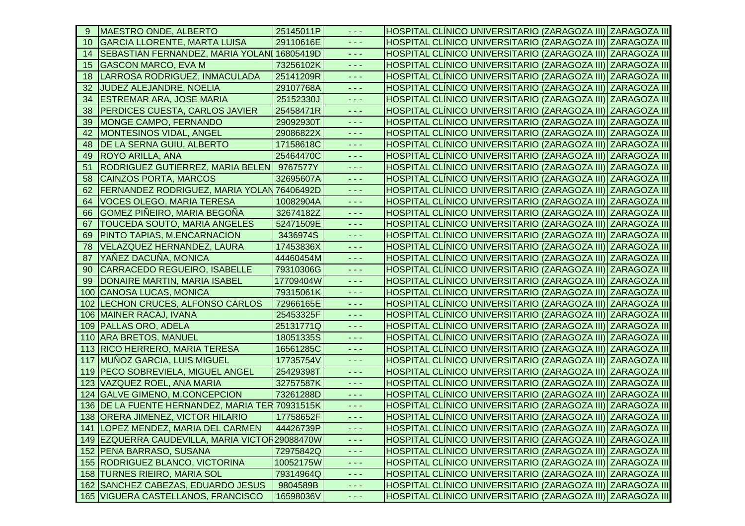| | | | | | |
|---|---|---|---|---|---|
| 9 | MAESTRO ONDE, ALBERTO | 25145011P | - - - | HOSPITAL CLÍNICO UNIVERSITARIO (ZARAGOZA III) | ZARAGOZA III |
| 10 | GARCIA LLORENTE, MARTA LUISA | 29110616E | - - - | HOSPITAL CLÍNICO UNIVERSITARIO (ZARAGOZA III) | ZARAGOZA III |
| 14 | SEBASTIAN FERNANDEZ, MARIA YOLANI | 16805419D | - - - | HOSPITAL CLÍNICO UNIVERSITARIO (ZARAGOZA III) | ZARAGOZA III |
| 15 | GASCON MARCO, EVA M | 73256102K | - - - | HOSPITAL CLÍNICO UNIVERSITARIO (ZARAGOZA III) | ZARAGOZA III |
| 18 | LARROSA RODRIGUEZ, INMACULADA | 25141209R | - - - | HOSPITAL CLÍNICO UNIVERSITARIO (ZARAGOZA III) | ZARAGOZA III |
| 32 | JUDEZ ALEJANDRE, NOELIA | 29107768A | - - - | HOSPITAL CLÍNICO UNIVERSITARIO (ZARAGOZA III) | ZARAGOZA III |
| 34 | ESTREMAR ARA, JOSE MARIA | 25152330J | - - - | HOSPITAL CLÍNICO UNIVERSITARIO (ZARAGOZA III) | ZARAGOZA III |
| 38 | PERDICES CUESTA, CARLOS JAVIER | 25458471R | - - - | HOSPITAL CLÍNICO UNIVERSITARIO (ZARAGOZA III) | ZARAGOZA III |
| 39 | MONGE CAMPO, FERNANDO | 29092930T | - - - | HOSPITAL CLÍNICO UNIVERSITARIO (ZARAGOZA III) | ZARAGOZA III |
| 42 | MONTESINOS VIDAL, ANGEL | 29086822X | - - - | HOSPITAL CLÍNICO UNIVERSITARIO (ZARAGOZA III) | ZARAGOZA III |
| 48 | DE LA SERNA GUIU, ALBERTO | 17158618C | - - - | HOSPITAL CLÍNICO UNIVERSITARIO (ZARAGOZA III) | ZARAGOZA III |
| 49 | ROYO ARILLA, ANA | 25464470C | - - - | HOSPITAL CLÍNICO UNIVERSITARIO (ZARAGOZA III) | ZARAGOZA III |
| 51 | RODRIGUEZ GUTIERREZ, MARIA BELEN | 9767577Y | - - - | HOSPITAL CLÍNICO UNIVERSITARIO (ZARAGOZA III) | ZARAGOZA III |
| 58 | CAINZOS PORTA, MARCOS | 32695607A | - - - | HOSPITAL CLÍNICO UNIVERSITARIO (ZARAGOZA III) | ZARAGOZA III |
| 62 | FERNANDEZ RODRIGUEZ, MARIA YOLAN | 76406492D | - - - | HOSPITAL CLÍNICO UNIVERSITARIO (ZARAGOZA III) | ZARAGOZA III |
| 64 | VOCES OLEGO, MARIA TERESA | 10082904A | - - - | HOSPITAL CLÍNICO UNIVERSITARIO (ZARAGOZA III) | ZARAGOZA III |
| 66 | GOMEZ PIÑEIRO, MARIA BEGOÑA | 32674182Z | - - - | HOSPITAL CLÍNICO UNIVERSITARIO (ZARAGOZA III) | ZARAGOZA III |
| 67 | TOUCEDA SOUTO, MARIA ANGELES | 52471509E | - - - | HOSPITAL CLÍNICO UNIVERSITARIO (ZARAGOZA III) | ZARAGOZA III |
| 69 | PINTO TAPIAS, M.ENCARNACION | 3436974S | - - - | HOSPITAL CLÍNICO UNIVERSITARIO (ZARAGOZA III) | ZARAGOZA III |
| 78 | VELAZQUEZ HERNANDEZ, LAURA | 17453836X | - - - | HOSPITAL CLÍNICO UNIVERSITARIO (ZARAGOZA III) | ZARAGOZA III |
| 87 | YAÑEZ DACUÑA, MONICA | 44460454M | - - - | HOSPITAL CLÍNICO UNIVERSITARIO (ZARAGOZA III) | ZARAGOZA III |
| 90 | CARRACEDO REGUEIRO, ISABELLE | 79310306G | - - - | HOSPITAL CLÍNICO UNIVERSITARIO (ZARAGOZA III) | ZARAGOZA III |
| 99 | DONAIRE MARTIN, MARIA ISABEL | 17709404W | - - - | HOSPITAL CLÍNICO UNIVERSITARIO (ZARAGOZA III) | ZARAGOZA III |
| 100 | CANOSA LUCAS, MONICA | 79315061K | - - - | HOSPITAL CLÍNICO UNIVERSITARIO (ZARAGOZA III) | ZARAGOZA III |
| 102 | LECHON CRUCES, ALFONSO CARLOS | 72966165E | - - - | HOSPITAL CLÍNICO UNIVERSITARIO (ZARAGOZA III) | ZARAGOZA III |
| 106 | MAINER RACAJ, IVANA | 25453325F | - - - | HOSPITAL CLÍNICO UNIVERSITARIO (ZARAGOZA III) | ZARAGOZA III |
| 109 | PALLAS ORO, ADELA | 25131771Q | - - - | HOSPITAL CLÍNICO UNIVERSITARIO (ZARAGOZA III) | ZARAGOZA III |
| 110 | ARA BRETOS, MANUEL | 18051335S | - - - | HOSPITAL CLÍNICO UNIVERSITARIO (ZARAGOZA III) | ZARAGOZA III |
| 113 | RICO HERRERO, MARIA TERESA | 16561285C | - - - | HOSPITAL CLÍNICO UNIVERSITARIO (ZARAGOZA III) | ZARAGOZA III |
| 117 | MUÑOZ GARCIA, LUIS MIGUEL | 17735754V | - - - | HOSPITAL CLÍNICO UNIVERSITARIO (ZARAGOZA III) | ZARAGOZA III |
| 119 | PECO SOBREVIELA, MIGUEL ANGEL | 25429398T | - - - | HOSPITAL CLÍNICO UNIVERSITARIO (ZARAGOZA III) | ZARAGOZA III |
| 123 | VAZQUEZ ROEL, ANA MARIA | 32757587K | - - - | HOSPITAL CLÍNICO UNIVERSITARIO (ZARAGOZA III) | ZARAGOZA III |
| 124 | GALVE GIMENO, M.CONCEPCION | 73261288D | - - - | HOSPITAL CLÍNICO UNIVERSITARIO (ZARAGOZA III) | ZARAGOZA III |
| 136 | DE LA FUENTE HERNANDEZ, MARIA TER | 70931515K | - - - | HOSPITAL CLÍNICO UNIVERSITARIO (ZARAGOZA III) | ZARAGOZA III |
| 138 | ORERA JIMENEZ, VICTOR HILARIO | 17758652F | - - - | HOSPITAL CLÍNICO UNIVERSITARIO (ZARAGOZA III) | ZARAGOZA III |
| 141 | LOPEZ MENDEZ, MARIA DEL CARMEN | 44426739P | - - - | HOSPITAL CLÍNICO UNIVERSITARIO (ZARAGOZA III) | ZARAGOZA III |
| 149 | EZQUERRA CAUDEVILLA, MARIA VICTOR | 29088470W | - - - | HOSPITAL CLÍNICO UNIVERSITARIO (ZARAGOZA III) | ZARAGOZA III |
| 152 | PENA BARRASO, SUSANA | 72975842Q | - - - | HOSPITAL CLÍNICO UNIVERSITARIO (ZARAGOZA III) | ZARAGOZA III |
| 155 | RODRIGUEZ BLANCO, VICTORINA | 10052175W | - - - | HOSPITAL CLÍNICO UNIVERSITARIO (ZARAGOZA III) | ZARAGOZA III |
| 158 | TURNES RIEIRO, MARIA SOL | 79314964Q | - - - | HOSPITAL CLÍNICO UNIVERSITARIO (ZARAGOZA III) | ZARAGOZA III |
| 162 | SANCHEZ CABEZAS, EDUARDO JESUS | 9804589B | - - - | HOSPITAL CLÍNICO UNIVERSITARIO (ZARAGOZA III) | ZARAGOZA III |
| 165 | VIGUERA CASTELLANOS, FRANCISCO | 16598036V | - - - | HOSPITAL CLÍNICO UNIVERSITARIO (ZARAGOZA III) | ZARAGOZA III |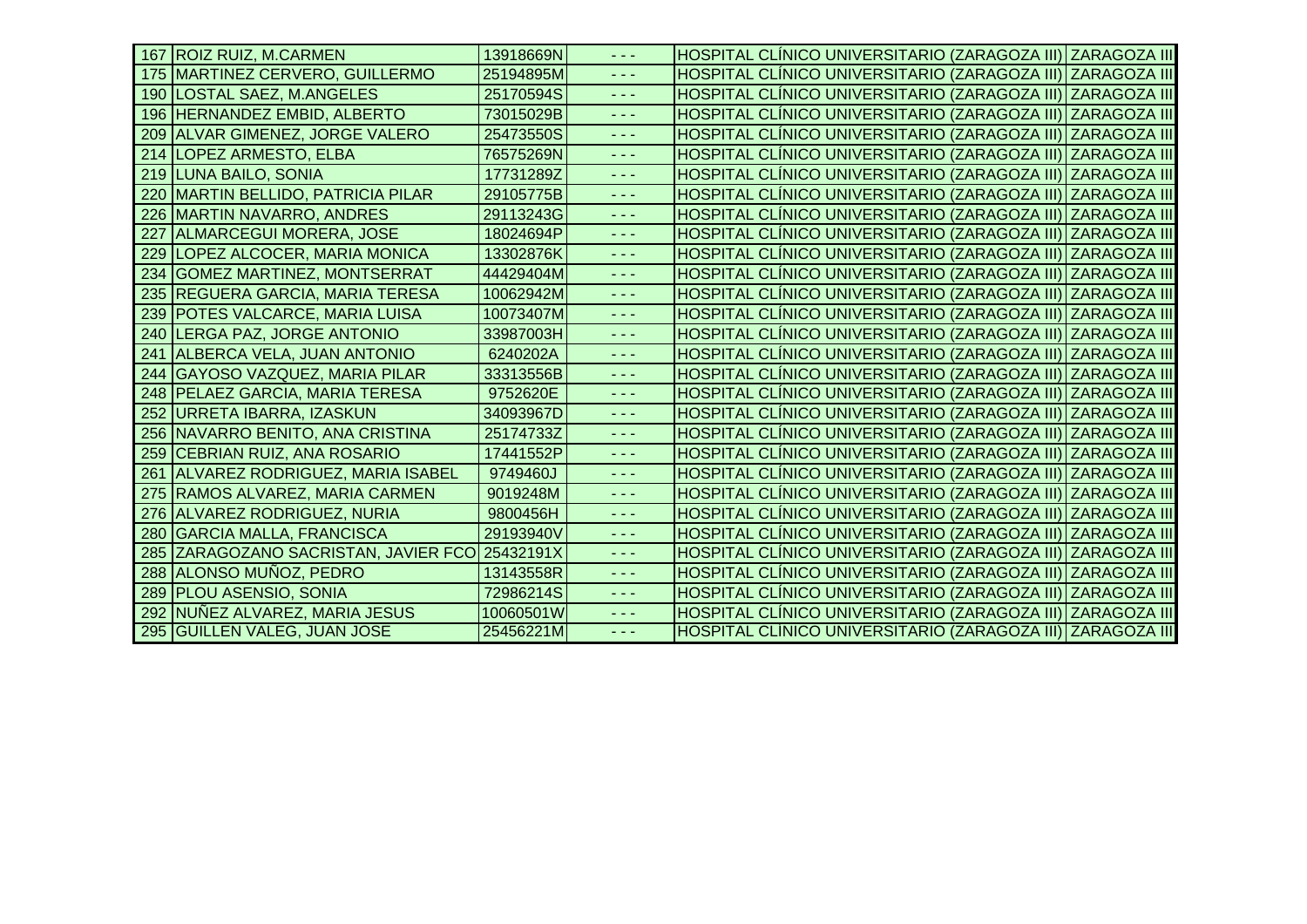| | | | | | |
|---|---|---|---|---|---|
| 167 | ROIZ RUIZ, M.CARMEN | 13918669N | - - - | HOSPITAL CLÍNICO UNIVERSITARIO (ZARAGOZA III) | ZARAGOZA III |
| 175 | MARTINEZ CERVERO, GUILLERMO | 25194895M | - - - | HOSPITAL CLÍNICO UNIVERSITARIO (ZARAGOZA III) | ZARAGOZA III |
| 190 | LOSTAL SAEZ, M.ANGELES | 25170594S | - - - | HOSPITAL CLÍNICO UNIVERSITARIO (ZARAGOZA III) | ZARAGOZA III |
| 196 | HERNANDEZ EMBID, ALBERTO | 73015029B | - - - | HOSPITAL CLÍNICO UNIVERSITARIO (ZARAGOZA III) | ZARAGOZA III |
| 209 | ALVAR GIMENEZ, JORGE VALERO | 25473550S | - - - | HOSPITAL CLÍNICO UNIVERSITARIO (ZARAGOZA III) | ZARAGOZA III |
| 214 | LOPEZ ARMESTO, ELBA | 76575269N | - - - | HOSPITAL CLÍNICO UNIVERSITARIO (ZARAGOZA III) | ZARAGOZA III |
| 219 | LUNA BAILO, SONIA | 17731289Z | - - - | HOSPITAL CLÍNICO UNIVERSITARIO (ZARAGOZA III) | ZARAGOZA III |
| 220 | MARTIN BELLIDO, PATRICIA PILAR | 29105775B | - - - | HOSPITAL CLÍNICO UNIVERSITARIO (ZARAGOZA III) | ZARAGOZA III |
| 226 | MARTIN NAVARRO, ANDRES | 29113243G | - - - | HOSPITAL CLÍNICO UNIVERSITARIO (ZARAGOZA III) | ZARAGOZA III |
| 227 | ALMARCEGUI MORERA, JOSE | 18024694P | - - - | HOSPITAL CLÍNICO UNIVERSITARIO (ZARAGOZA III) | ZARAGOZA III |
| 229 | LOPEZ ALCOCER, MARIA MONICA | 13302876K | - - - | HOSPITAL CLÍNICO UNIVERSITARIO (ZARAGOZA III) | ZARAGOZA III |
| 234 | GOMEZ MARTINEZ, MONTSERRAT | 44429404M | - - - | HOSPITAL CLÍNICO UNIVERSITARIO (ZARAGOZA III) | ZARAGOZA III |
| 235 | REGUERA GARCIA, MARIA TERESA | 10062942M | - - - | HOSPITAL CLÍNICO UNIVERSITARIO (ZARAGOZA III) | ZARAGOZA III |
| 239 | POTES VALCARCE, MARIA LUISA | 10073407M | - - - | HOSPITAL CLÍNICO UNIVERSITARIO (ZARAGOZA III) | ZARAGOZA III |
| 240 | LERGA PAZ, JORGE ANTONIO | 33987003H | - - - | HOSPITAL CLÍNICO UNIVERSITARIO (ZARAGOZA III) | ZARAGOZA III |
| 241 | ALBERCA VELA, JUAN ANTONIO | 6240202A | - - - | HOSPITAL CLÍNICO UNIVERSITARIO (ZARAGOZA III) | ZARAGOZA III |
| 244 | GAYOSO VAZQUEZ, MARIA PILAR | 33313556B | - - - | HOSPITAL CLÍNICO UNIVERSITARIO (ZARAGOZA III) | ZARAGOZA III |
| 248 | PELAEZ GARCIA, MARIA TERESA | 9752620E | - - - | HOSPITAL CLÍNICO UNIVERSITARIO (ZARAGOZA III) | ZARAGOZA III |
| 252 | URRETA IBARRA, IZASKUN | 34093967D | - - - | HOSPITAL CLÍNICO UNIVERSITARIO (ZARAGOZA III) | ZARAGOZA III |
| 256 | NAVARRO BENITO, ANA CRISTINA | 25174733Z | - - - | HOSPITAL CLÍNICO UNIVERSITARIO (ZARAGOZA III) | ZARAGOZA III |
| 259 | CEBRIAN RUIZ, ANA ROSARIO | 17441552P | - - - | HOSPITAL CLÍNICO UNIVERSITARIO (ZARAGOZA III) | ZARAGOZA III |
| 261 | ALVAREZ RODRIGUEZ, MARIA ISABEL | 9749460J | - - - | HOSPITAL CLÍNICO UNIVERSITARIO (ZARAGOZA III) | ZARAGOZA III |
| 275 | RAMOS ALVAREZ, MARIA CARMEN | 9019248M | - - - | HOSPITAL CLÍNICO UNIVERSITARIO (ZARAGOZA III) | ZARAGOZA III |
| 276 | ALVAREZ RODRIGUEZ, NURIA | 9800456H | - - - | HOSPITAL CLÍNICO UNIVERSITARIO (ZARAGOZA III) | ZARAGOZA III |
| 280 | GARCIA MALLA, FRANCISCA | 29193940V | - - - | HOSPITAL CLÍNICO UNIVERSITARIO (ZARAGOZA III) | ZARAGOZA III |
| 285 | ZARAGOZANO SACRISTAN, JAVIER FCO | 25432191X | - - - | HOSPITAL CLÍNICO UNIVERSITARIO (ZARAGOZA III) | ZARAGOZA III |
| 288 | ALONSO MUÑOZ, PEDRO | 13143558R | - - - | HOSPITAL CLÍNICO UNIVERSITARIO (ZARAGOZA III) | ZARAGOZA III |
| 289 | PLOU ASENSIO, SONIA | 72986214S | - - - | HOSPITAL CLÍNICO UNIVERSITARIO (ZARAGOZA III) | ZARAGOZA III |
| 292 | NUÑEZ ALVAREZ, MARIA JESUS | 10060501W | - - - | HOSPITAL CLÍNICO UNIVERSITARIO (ZARAGOZA III) | ZARAGOZA III |
| 295 | GUILLEN VALEG, JUAN JOSE | 25456221M | - - - | HOSPITAL CLÍNICO UNIVERSITARIO (ZARAGOZA III) | ZARAGOZA III |